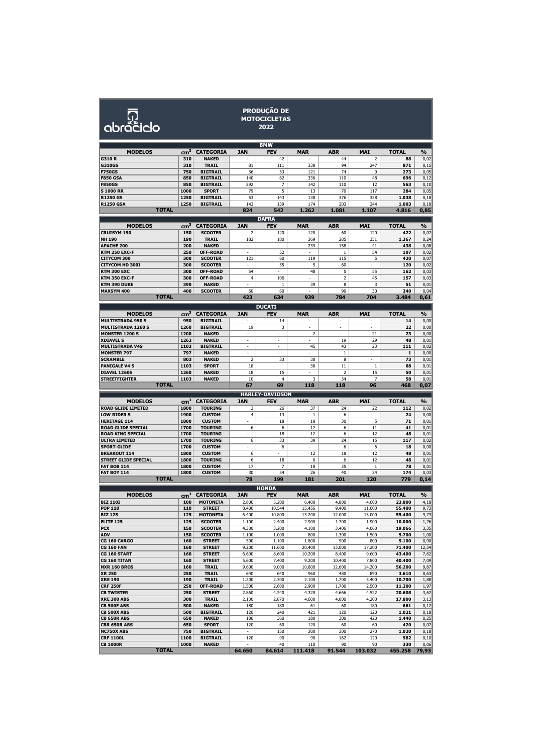# PRODUÇÃO DE MOTOCICLETAS 2022

abraciclo

## BMW

| MODELOS | $cm^3$ | CATEGORIA | JAN | FEV | MAR | ABR | MAI | TOTAL | % |
|---|---|---|---|---|---|---|---|---|---|
| G310 R | 310 | NAKED | - | 42 | - | 44 | 2 | 88 | 0,02 |
| G310GS | 310 | TRAIL | 81 | 111 | 338 | 94 | 247 | 871 | 0,15 |
| F750GS | 750 | BIGTRAIL | 36 | 33 | 121 | 74 | 9 | 273 | 0,05 |
| F850 GSA | 850 | BIGTRAIL | 140 | 62 | 336 | 110 | 48 | 696 | 0,12 |
| F850GS | 850 | BIGTRAIL | 292 | 7 | 142 | 110 | 12 | 563 | 0,10 |
| S 1000 RR | 1000 | SPORT | 79 | 5 | 13 | 70 | 117 | 284 | 0,05 |
| R1250 GS | 1250 | BIGTRAIL | 53 | 143 | 138 | 376 | 328 | 1.038 | 0,18 |
| R1250 GSA | 1250 | BIGTRAIL | 143 | 139 | 174 | 203 | 344 | 1.003 | 0,18 |
| **TOTAL** | | | **824** | **542** | **1.262** | **1.081** | **1.107** | **4.816** | **0,85** |

## DAFRA

| MODELOS | $cm^3$ | CATEGORIA | JAN | FEV | MAR | ABR | MAI | TOTAL | % |
|---|---|---|---|---|---|---|---|---|---|
| CRUISYM 150 | 150 | SCOOTER | 2 | 120 | 120 | 60 | 120 | 422 | 0,07 |
| NH 190 | 190 | TRAIL | 182 | 180 | 369 | 285 | 351 | 1.367 | 0,24 |
| APACHE 200 | 200 | NAKED | - | - | 239 | 158 | 41 | 438 | 0,08 |
| KTM 250 EXC-F | 250 | OFF-ROAD | - | 52 | - | 1 | 54 | 107 | 0,02 |
| CITYCOM 300 | 300 | SCOOTER | 121 | 60 | 119 | 115 | 5 | 420 | 0,07 |
| CITYCOM HD 300I | 300 | SCOOTER | - | 55 | 5 | 60 | - | 120 | 0,02 |
| KTM 300 EXC | 300 | OFF-ROAD | 54 | - | 48 | 5 | 55 | 162 | 0,03 |
| KTM 350 EXC-F | 300 | OFF-ROAD | 4 | 106 | - | 2 | 45 | 157 | 0,03 |
| KTM 390 DUKE | 390 | NAKED | - | 1 | 39 | 8 | 3 | 51 | 0,01 |
| MAXSYM 400 | 400 | SCOOTER | 60 | 60 | - | 90 | 30 | 240 | 0,04 |
| **TOTAL** | | | **423** | **634** | **939** | **784** | **704** | **3.484** | **0,61** |

## DUCATI

| MODELOS | $cm^3$ | CATEGORIA | JAN | FEV | MAR | ABR | MAI | TOTAL | % |
|---|---|---|---|---|---|---|---|---|---|
| MULTISTRADA 950 S | 950 | BIGTRAIL | - | 14 | - | - | - | 14 | 0,00 |
| MULTISTRADA 1260 S | 1260 | BIGTRAIL | 19 | 3 | - | - | - | 22 | 0,00 |
| MONSTER 1200 S | 1200 | NAKED | - | - | 2 | - | 21 | 23 | 0,00 |
| XDIAVEL S | 1262 | NAKED | - | - | - | 19 | 29 | 48 | 0,01 |
| MULTISTRADA V4S | 1103 | BIGTRAIL | - | - | 45 | 43 | 23 | 111 | 0,02 |
| MONSTER 797 | 797 | NAKED | - | - | - | 1 | - | 1 | 0,00 |
| SCRAMBLE | 803 | NAKED | 2 | 33 | 30 | 8 | - | 73 | 0,01 |
| PANIGALE V4 S | 1103 | SPORT | 18 | | 38 | 11 | 1 | 68 | 0,01 |
| DIAVEL 1260S | 1260 | NAKED | 18 | 15 | - | 2 | 15 | 50 | 0,01 |
| STREETFIGHTER | 1103 | NAKED | 10 | 4 | 3 | 34 | 7 | 58 | 0,01 |
| **TOTAL** | | | **67** | **69** | **118** | **118** | **96** | **468** | **0,07** |

## HARLEY-DAVIDSON

| MODELOS | $cm^3$ | CATEGORIA | JAN | FEV | MAR | ABR | MAI | TOTAL | % |
|---|---|---|---|---|---|---|---|---|---|
| ROAD GLIDE LIMITED | 1800 | TOURING | 3 | 26 | 37 | 24 | 22 | 112 | 0,02 |
| LOW RIDER S | 1900 | CUSTOM | 4 | 13 | 1 | 6 | - | 24 | 0,00 |
| HERITAGE 114 | 1800 | CUSTOM | - | 18 | 18 | 30 | 5 | 71 | 0,01 |
| ROAD GLIDE SPECIAL | 1700 | TOURING | 6 | 6 | 12 | 6 | 11 | 41 | 0,01 |
| ROAD KING SPECIAL | 1700 | TOURING | - | 18 | 12 | 6 | 12 | 48 | 0,01 |
| ULTRA LIMITED | 1700 | TOURING | 6 | 33 | 39 | 24 | 15 | 117 | 0,02 |
| SPORT-GLIDE | 1700 | CUSTOM | - | 6 | - | 6 | 6 | 18 | 0,00 |
| BREAKOUT 114 | 1800 | CUSTOM | 6 | - | 12 | 18 | 12 | 48 | 0,01 |
| STREET GLIDE SPECIAL | 1800 | TOURING | 6 | 18 | 6 | 6 | 12 | 48 | 0,01 |
| FAT BOB 114 | 1800 | CUSTOM | 17 | 7 | 18 | 35 | 1 | 78 | 0,01 |
| FAT BOY 114 | 1800 | CUSTOM | 30 | 54 | 26 | 40 | 24 | 174 | 0,03 |
| **TOTAL** | | | **78** | **199** | **181** | **201** | **120** | **779** | **0,14** |

## HONDA

| MODELOS | $cm^3$ | CATEGORIA | JAN | FEV | MAR | ABR | MAI | TOTAL | % |
|---|---|---|---|---|---|---|---|---|---|
| BIZ 110I | 100 | MOTONETA | 2.800 | 5.200 | 6.400 | 4.800 | 4.600 | 23.800 | 4,18 |
| POP 110 | 110 | STREET | 8.400 | 10.544 | 15.456 | 9.400 | 11.600 | 55.400 | 9,73 |
| BIZ 125 | 125 | MOTONETA | 6.400 | 10.800 | 13.200 | 12.000 | 13.000 | 55.400 | 9,73 |
| ELITE 125 | 125 | SCOOTER | 1.100 | 2.400 | 2.900 | 1.700 | 1.900 | 10.000 | 1,76 |
| PCX | 150 | SCOOTER | 4.300 | 3.200 | 4.100 | 3.406 | 4.060 | 19.066 | 3,35 |
| ADV | 150 | SCOOTER | 1.100 | 1.000 | 800 | 1.300 | 1.500 | 5.700 | 1,00 |
| CG 160 CARGO | 160 | STREET | 500 | 1.100 | 1.800 | 900 | 800 | 5.100 | 0,90 |
| CG 160 FAN | 160 | STREET | 9.200 | 11.600 | 20.400 | 13.000 | 17.200 | 71.400 | 12,54 |
| CG 160 START | 160 | STREET | 6.600 | 8.600 | 10.200 | 8.400 | 9.600 | 43.400 | 7,62 |
| CG 160 TITAN | 160 | STREET | 5.600 | 7.400 | 9.200 | 10.400 | 7.800 | 40.400 | 7,09 |
| NXR 160 BROS | 160 | TRAIL | 9.600 | 9.000 | 10.800 | 12.600 | 14.200 | 56.200 | 9,87 |
| XR 250 | 250 | TRAIL | 640 | 640 | 960 | 480 | 890 | 3.610 | 0,63 |
| XRE 190 | 190 | TRAIL | 1.200 | 2.300 | 2.100 | 1.700 | 3.400 | 10.700 | 1,88 |
| CRF 250F | 250 | OFF-ROAD | 1.500 | 2.600 | 2.900 | 1.700 | 2.500 | 11.200 | 1,97 |
| CB TWISTER | 250 | STREET | 2.860 | 4.240 | 4.320 | 4.666 | 4.522 | 20.608 | 3,62 |
| XRE 300 ABS | 300 | TRAIL | 2.130 | 2.870 | 4.600 | 4.000 | 4.200 | 17.800 | 3,13 |
| CB 500F ABS | 500 | NAKED | 180 | 180 | 61 | 60 | 180 | 661 | 0,12 |
| CB 500X ABS | 500 | BIGTRAIL | 120 | 240 | 421 | 120 | 120 | 1.021 | 0,18 |
| CB 650R ABS | 650 | NAKED | 180 | 360 | 180 | 300 | 420 | 1.440 | 0,25 |
| CBR 650R ABS | 650 | SPORT | 120 | 60 | 120 | 60 | 60 | 420 | 0,07 |
| NC750X ABS | 750 | BIGTRAIL | - | 150 | 300 | 300 | 270 | 1.020 | 0,18 |
| CRF 1100L | 1100 | BIGTRAIL | 120 | 90 | 90 | 162 | 120 | 582 | 0,10 |
| CB 1000R | 1000 | NAKED | - | 40 | 110 | 90 | 90 | 330 | 0,06 |
| **TOTAL** | | | **64.650** | **84.614** | **111.418** | **91.544** | **103.032** | **455.258** | **79,93** |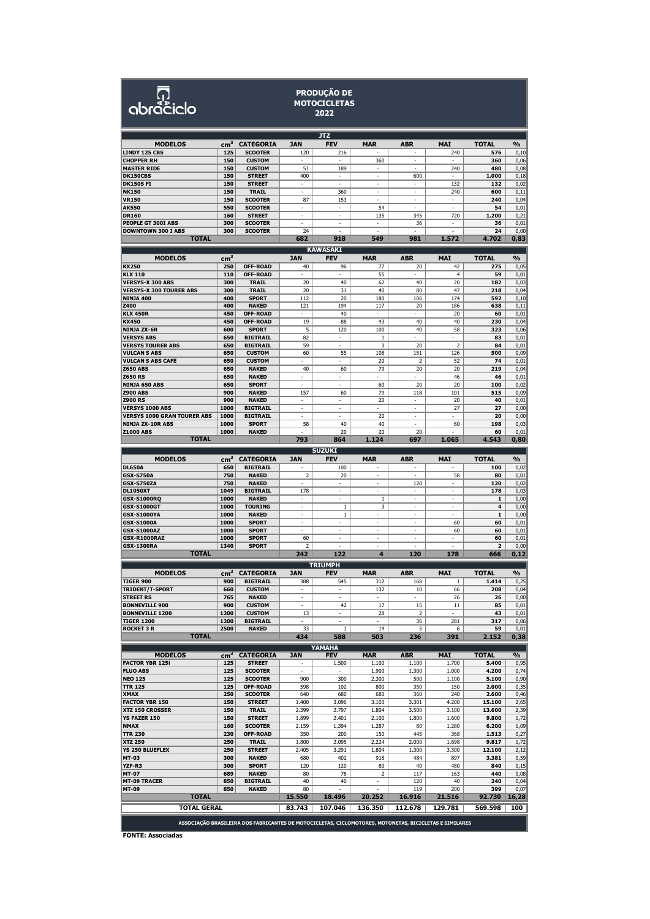# abraciclo

## PRODUÇÃO DE MOTOCICLETAS 2022

### JTZ

| MODELOS | cm³ | CATEGORIA | JAN | FEV | MAR | ABR | MAI | TOTAL | % |
|---|---|---|---|---|---|---|---|---|---|
| LINDY 125 CBS | 125 | SCOOTER | 120 | 216 | - | - | 240 | 576 | 0,10 |
| CHOPPER RH | 150 | CUSTOM | - | - | 360 | - | - | 360 | 0,06 |
| MASTER RIDE | 150 | CUSTOM | 51 | 189 | - | - | 240 | 480 | 0,08 |
| DK150CBS | 150 | STREET | 400 | - | - | 600 | - | 1.000 | 0,18 |
| DK150S FI | 150 | STREET | - | - | - | - | 132 | 132 | 0,02 |
| NK150 | 150 | TRAIL | - | 360 | - | - | 240 | 600 | 0,11 |
| VR150 | 150 | SCOOTER | 87 | 153 | - | - | - | 240 | 0,04 |
| AK550 | 550 | SCOOTER | - | - | 54 | - | - | 54 | 0,01 |
| DR160 | 160 | STREET | - | - | 135 | 345 | 720 | 1.200 | 0,21 |
| PEOPLE GT 300I ABS | 300 | SCOOTER | - | - | - | 36 | - | 36 | 0,01 |
| DOWNTOWN 300 I ABS | 300 | SCOOTER | 24 | - | - | - | - | 24 | 0,00 |
| **TOTAL** | | | **682** | **918** | **549** | **981** | **1.572** | **4.702** | **0,83** |

### KAWASAKI

| MODELOS | cm³ | | JAN | FEV | MAR | ABR | MAI | TOTAL | % |
|---|---|---|---|---|---|---|---|---|---|
| KX250 | 250 | OFF-ROAD | 40 | 96 | 77 | 20 | 42 | 275 | 0,05 |
| KLX 110 | 110 | OFF-ROAD | - | - | 55 | - | 4 | 59 | 0,01 |
| VERSYS-X 300 ABS | 300 | TRAIL | 20 | 40 | 62 | 40 | 20 | 182 | 0,03 |
| VERSYS-X 300 TOURER ABS | 300 | TRAIL | 20 | 31 | 40 | 80 | 47 | 218 | 0,04 |
| NINJA 400 | 400 | SPORT | 112 | 20 | 180 | 106 | 174 | 592 | 0,10 |
| Z400 | 400 | NAKED | 121 | 194 | 117 | 20 | 186 | 638 | 0,11 |
| KLX 450R | 450 | OFF-ROAD | - | 40 | - | - | 20 | 60 | 0,01 |
| KX450 | 450 | OFF-ROAD | 19 | 88 | 43 | 40 | 40 | 230 | 0,04 |
| NINJA ZX-6R | 600 | SPORT | 5 | 120 | 100 | 40 | 58 | 323 | 0,06 |
| VERSYS ABS | 650 | BIGTRAIL | 82 | - | 1 | - | - | 83 | 0,01 |
| VERSYS TOURER ABS | 650 | BIGTRAIL | 59 | - | 3 | 20 | 2 | 84 | 0,01 |
| VULCAN S ABS | 650 | CUSTOM | 60 | 55 | 108 | 151 | 126 | 500 | 0,09 |
| VULCAN S ABS CAFÉ | 650 | CUSTOM | - | - | 20 | 2 | 52 | 74 | 0,01 |
| Z650 ABS | 650 | NAKED | 40 | 60 | 79 | 20 | 20 | 219 | 0,04 |
| Z650 RS | 650 | NAKED | - | - | - | - | 46 | 46 | 0,01 |
| NINJA 650 ABS | 650 | SPORT | - | - | 60 | 20 | 20 | 100 | 0,02 |
| Z900 ABS | 900 | NAKED | 157 | 60 | 79 | 118 | 101 | 515 | 0,09 |
| Z900 RS | 900 | NAKED | - | - | 20 | - | 20 | 40 | 0,01 |
| VERSYS 1000 ABS | 1000 | BIGTRAIL | - | - | - | - | 27 | 27 | 0,00 |
| VERSYS 1000 GRAN TOURER ABS | 1000 | BIGTRAIL | - | - | 20 | - | - | 20 | 0,00 |
| NINJA ZX-10R ABS | 1000 | SPORT | 58 | 40 | 40 | - | 60 | 198 | 0,03 |
| Z1000 ABS | 1000 | NAKED | - | 20 | 20 | 20 | - | 60 | 0,01 |
| **TOTAL** | | | **793** | **864** | **1.124** | **697** | **1.065** | **4.543** | **0,80** |

### SUZUKI

| MODELOS | cm³ | CATEGORIA | JAN | FEV | MAR | ABR | MAI | TOTAL | % |
|---|---|---|---|---|---|---|---|---|---|
| DL650A | 650 | BIGTRAIL | - | 100 | - | - | - | 100 | 0,02 |
| GSX-S750A | 750 | NAKED | 2 | 20 | - | - | 58 | 80 | 0,01 |
| GSX-S750ZA | 750 | NAKED | - | - | - | 120 | - | 120 | 0,02 |
| DL1050XT | 1049 | BIGTRAIL | 178 | - | - | - | - | 178 | 0,03 |
| GSX-S1000RQ | 1000 | NAKED | - | - | 1 | - | - | 1 | 0,00 |
| GSX-S1000GT | 1000 | TOURING | - | 1 | 3 | - | - | 4 | 0,00 |
| GSX-S1000YA | 1000 | NAKED | - | 1 | - | - | - | 1 | 0,00 |
| GSX-S1000A | 1000 | SPORT | - | - | - | - | 60 | 60 | 0,01 |
| GSX-S1000AZ | 1000 | SPORT | - | - | - | - | 60 | 60 | 0,01 |
| GSX-R1000RAZ | 1000 | SPORT | 60 | - | - | - | - | 60 | 0,01 |
| GSX-1300RA | 1340 | SPORT | 2 | - | - | - | - | 2 | 0,00 |
| **TOTAL** | | | **242** | **122** | **4** | **120** | **178** | **666** | **0,12** |

### TRIUMPH

| MODELOS | cm³ | CATEGORIA | JAN | FEV | MAR | ABR | MAI | TOTAL | % |
|---|---|---|---|---|---|---|---|---|---|
| TIGER 900 | 900 | BIGTRAIL | 388 | 545 | 312 | 168 | 1 | 1.414 | 0,25 |
| TRIDENT/T-SPORT | 660 | CUSTOM | - | - | 132 | 10 | 66 | 208 | 0,04 |
| STREET RS | 765 | NAKED | - | - | - | - | 26 | 26 | 0,00 |
| BONNEVILLE 900 | 900 | CUSTOM | - | 42 | 17 | 15 | 11 | 85 | 0,01 |
| BONNEVILLE 1200 | 1200 | CUSTOM | 13 | - | 28 | 2 | - | 43 | 0,01 |
| TIGER 1200 | 1200 | BIGTRAIL | - | - | - | 36 | 281 | 317 | 0,06 |
| ROCKET 3 R | 2500 | NAKED | 33 | 1 | 14 | 5 | 6 | 59 | 0,01 |
| **TOTAL** | | | **434** | **588** | **503** | **236** | **391** | **2.152** | **0,38** |

### YAMAHA

| MODELOS | cm³ | CATEGORIA | JAN | FEV | MAR | ABR | MAI | TOTAL | % |
|---|---|---|---|---|---|---|---|---|---|
| FACTOR YBR 125i | 125 | STREET | - | 1.500 | 1.100 | 1.100 | 1.700 | 5.400 | 0,95 |
| FLUO ABS | 125 | SCOOTER | - | - | 1.900 | 1.300 | 1.000 | 4.200 | 0,74 |
| NEO 125 | 125 | SCOOTER | 900 | 300 | 2.300 | 500 | 1.100 | 5.100 | 0,90 |
| TTR 125 | 125 | OFF-ROAD | 598 | 102 | 800 | 350 | 150 | 2.000 | 0,35 |
| XMAX | 250 | SCOOTER | 640 | 680 | 680 | 360 | 240 | 2.600 | 0,46 |
| FACTOR YBR 150 | 150 | STREET | 1.400 | 3.096 | 3.103 | 3.301 | 4.200 | 15.100 | 2,65 |
| XTZ 150 CROSSER | 150 | TRAIL | 2.399 | 2.797 | 1.804 | 3.500 | 3.100 | 13.600 | 2,39 |
| YS FAZER 150 | 150 | STREET | 1.899 | 2.401 | 2.100 | 1.800 | 1.600 | 9.800 | 1,72 |
| NMAX | 160 | SCOOTER | 2.159 | 1.394 | 1.287 | 80 | 1.280 | 6.200 | 1,09 |
| TTR 230 | 230 | OFF-ROAD | 350 | 200 | 150 | 445 | 368 | 1.513 | 0,27 |
| XTZ 250 | 250 | TRAIL | 1.800 | 2.095 | 2.224 | 2.000 | 1.698 | 9.817 | 1,72 |
| YS 250 BLUEFLEX | 250 | STREET | 2.405 | 3.291 | 1.804 | 1.300 | 3.300 | 12.100 | 2,12 |
| MT-03 | 300 | NAKED | 680 | 402 | 918 | 484 | 897 | 3.381 | 0,59 |
| YZF-R3 | 300 | SPORT | 120 | 120 | 80 | 40 | 480 | 840 | 0,15 |
| MT-07 | 689 | NAKED | 80 | 78 | 2 | 117 | 163 | 440 | 0,08 |
| MT-09 TRACER | 850 | BIGTRAIL | 40 | 40 | - | 120 | 40 | 240 | 0,04 |
| MT-09 | 850 | NAKED | 80 | - | - | 119 | 200 | 399 | 0,07 |
| **TOTAL** | | | **15.550** | **18.496** | **20.252** | **16.916** | **21.516** | **92.730** | **16,28** |
| **TOTAL GERAL** | | | **83.743** | **107.046** | **136.350** | **112.678** | **129.781** | **569.598** | **100** |

ASSOCIAÇÃO BRASILEIRA DOS FABRICANTES DE MOTOCICLETAS, CICLOMOTORES, MOTONETAS, BICICLETAS E SIMILARES

**FONTE: Associadas**